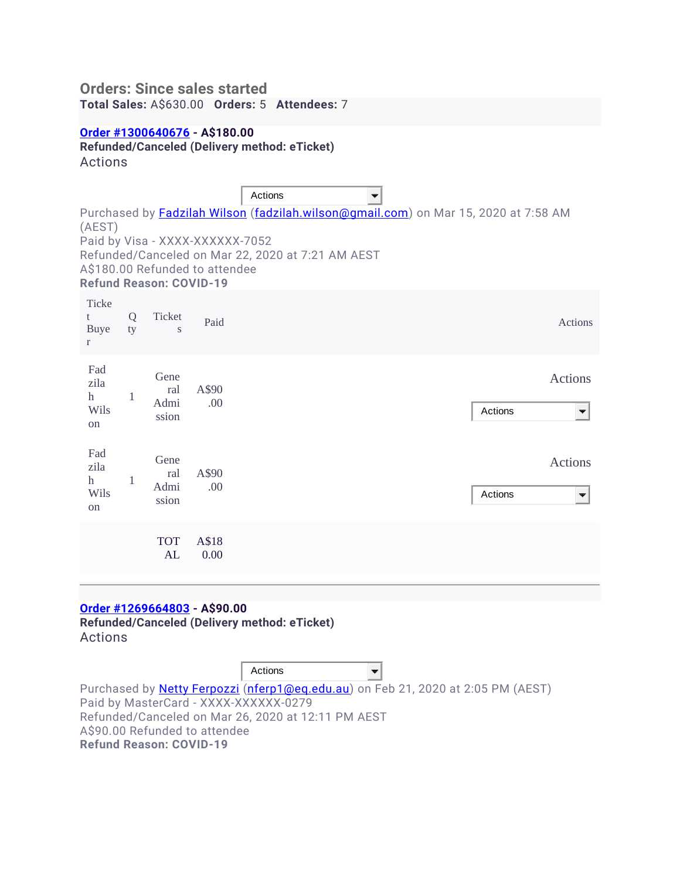## Orders: Since sales started

**Total Sales:** A$630.00   **Orders:** 5   **Attendees:** 7

**Order #1300640676 - A$180.00**

**Refunded/Canceled (Delivery method: eTicket)**

Actions

Actions

Purchased by Fadzilah Wilson (fadzilah.wilson@gmail.com) on Mar 15, 2020 at 7:58 AM (AEST)
Paid by Visa - XXXX-XXXXXX-7052
Refunded/Canceled on Mar 22, 2020 at 7:21 AM AEST
A$180.00 Refunded to attendee
**Refund Reason: COVID-19**

| Ticket Buyer | Qty | Tickets | Paid | Actions |
| --- | --- | --- | --- | --- |
| Fadzilah Wilson | 1 | General Admission | A$90.00 | Actions<br>Actions |
| Fadzilah Wilson | 1 | General Admission | A$90.00 | Actions<br>Actions |
| | | TOTAL | A$180.00 | |

---

**Order #1269664803 - A$90.00**

**Refunded/Canceled (Delivery method: eTicket)**

Actions

Actions

Purchased by Netty Ferpozzi (nferp1@eq.edu.au) on Feb 21, 2020 at 2:05 PM (AEST)
Paid by MasterCard - XXXX-XXXXXX-0279
Refunded/Canceled on Mar 26, 2020 at 12:11 PM AEST
A$90.00 Refunded to attendee
**Refund Reason: COVID-19**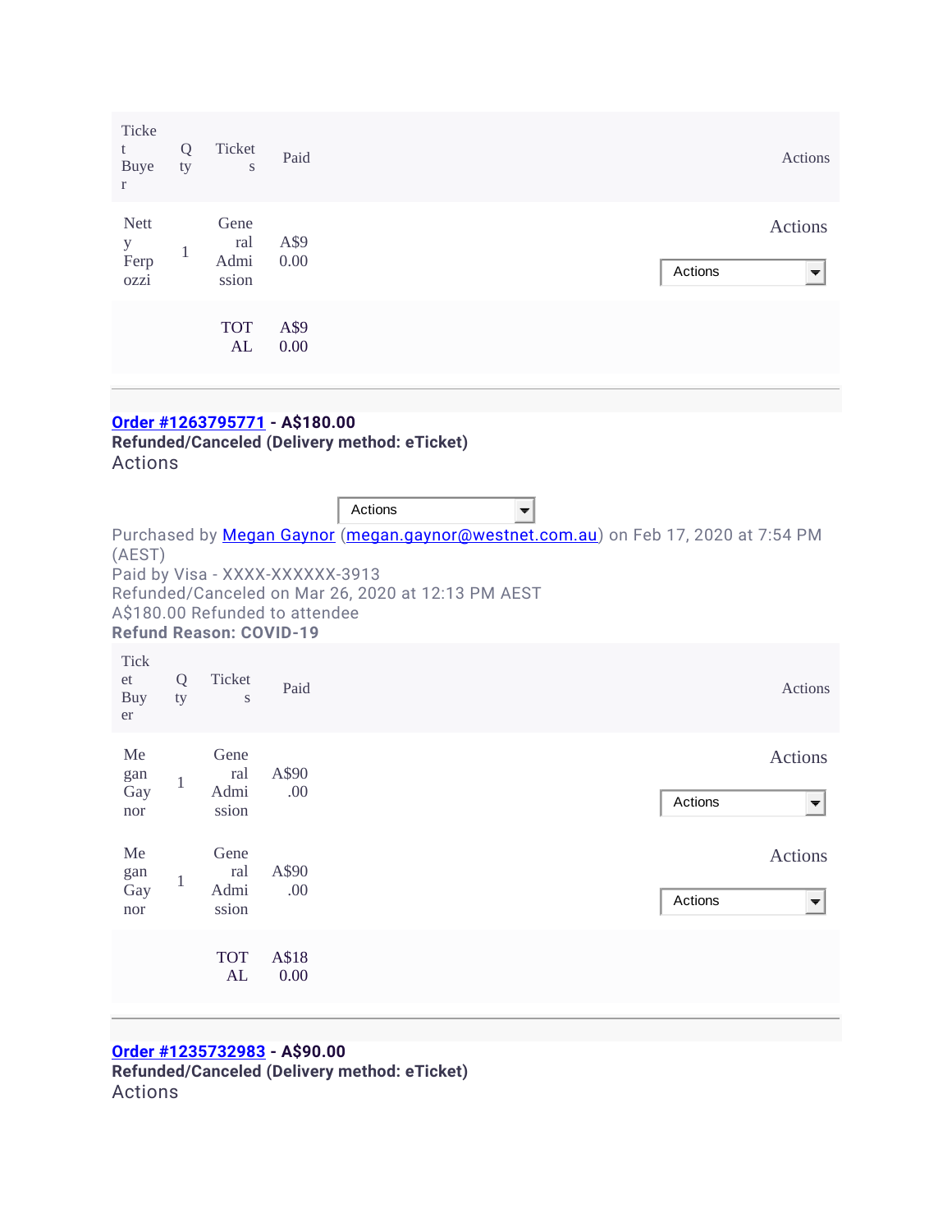| Ticket Buyer | Qty | Tickets | Paid | Actions |
|---|---|---|---|---|
| Netty Ferpozzi | 1 | General Admission | A$90.00 | Actions<br>Actions |
| | | TOTAL | A$90.00 | |

---

**[Order #1263795771]** **- A$180.00**

**Refunded/Canceled (Delivery method: eTicket)**

Actions

Actions

Purchased by Megan Gaynor (megan.gaynor@westnet.com.au) on Feb 17, 2020 at 7:54 PM (AEST)

Paid by Visa - XXXX-XXXXXX-3913

Refunded/Canceled on Mar 26, 2020 at 12:13 PM AEST

A$180.00 Refunded to attendee

**Refund Reason: COVID-19**

| Ticket Buyer | Qty | Tickets | Paid | Actions |
|---|---|---|---|---|
| Megan Gaynor | 1 | General Admission | A$90.00 | Actions<br>Actions |
| Megan Gaynor | 1 | General Admission | A$90.00 | Actions<br>Actions |
| | | TOTAL | A$180.00 | |

---

**[Order #1235732983]** **- A$90.00**

**Refunded/Canceled (Delivery method: eTicket)**

Actions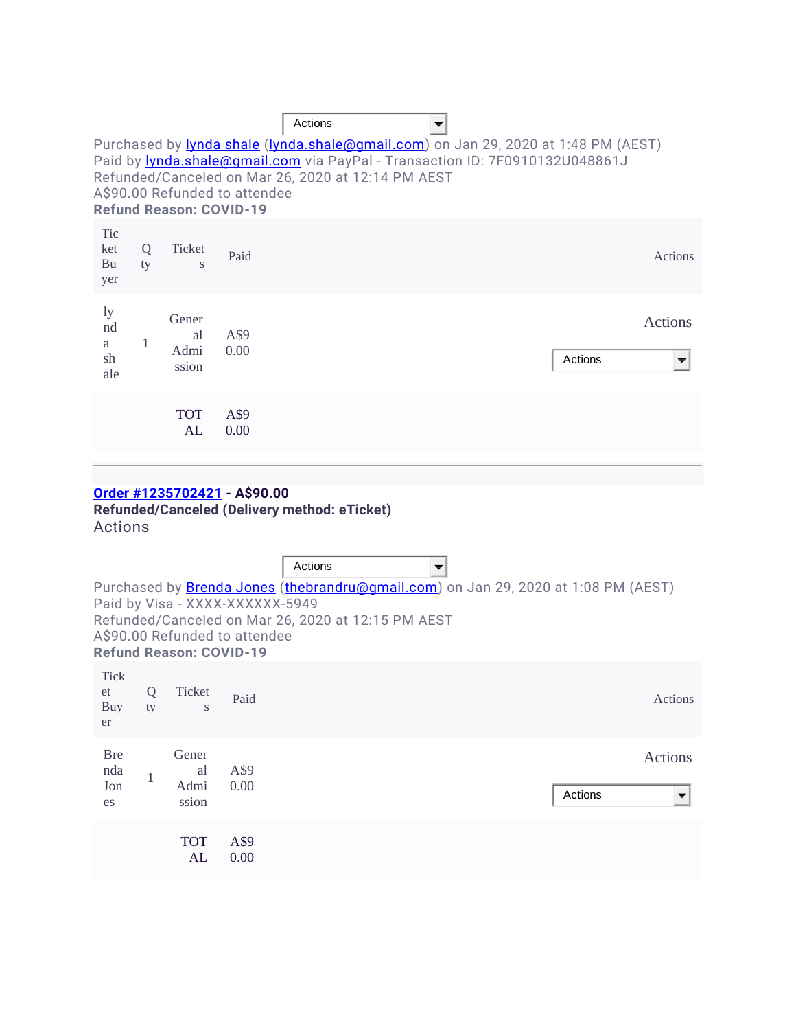Actions

Purchased by lynda shale (lynda.shale@gmail.com) on Jan 29, 2020 at 1:48 PM (AEST)
Paid by lynda.shale@gmail.com via PayPal - Transaction ID: 7F0910132U048861J
Refunded/Canceled on Mar 26, 2020 at 12:14 PM AEST
A$90.00 Refunded to attendee
**Refund Reason: COVID-19**

| Ticket Buyer | Qty | Tickets | Paid | Actions |
|---|---|---|---|---|
| lynda shale | 1 | General Admission | A$90.00 | Actions<br>Actions |
| | | TOTAL | A$90.00 | |

---

**Order #1235702421 - A$90.00**
**Refunded/Canceled (Delivery method: eTicket)**
Actions

Actions

Purchased by Brenda Jones (thebrandru@gmail.com) on Jan 29, 2020 at 1:08 PM (AEST)
Paid by Visa - XXXX-XXXXXX-5949
Refunded/Canceled on Mar 26, 2020 at 12:15 PM AEST
A$90.00 Refunded to attendee
**Refund Reason: COVID-19**

| Ticket Buyer | Qty | Tickets | Paid | Actions |
|---|---|---|---|---|
| Brenda Jones | 1 | General Admission | A$90.00 | Actions<br>Actions |
| | | TOTAL | A$90.00 | |